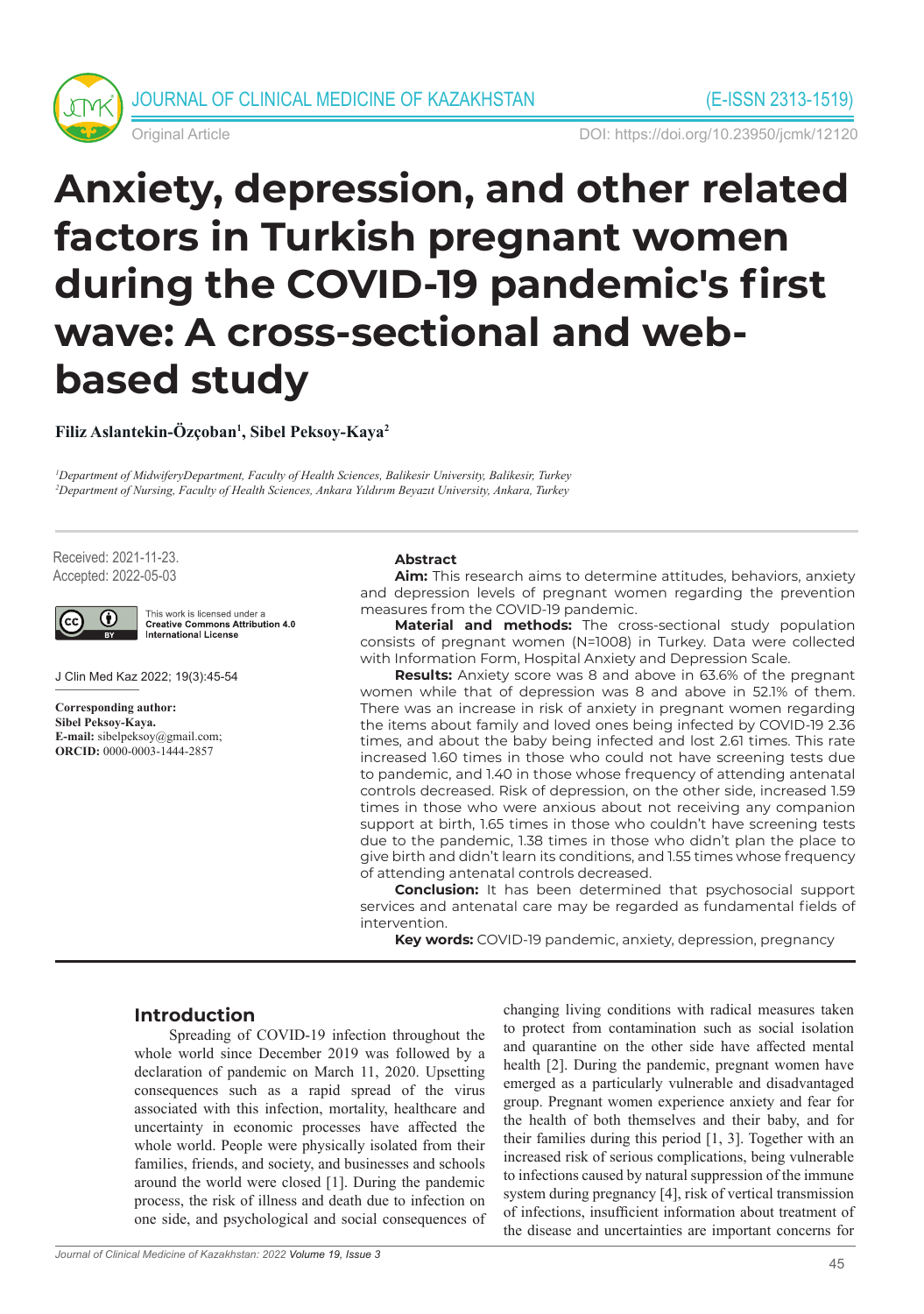# Anxiety, depression, and other related factors in Turkish pregnant women during the COVID-19 pandemic's first wave: A cross-sectional and web-based study

**Filiz Aslantekin-Özçoban[1], Sibel Peksoy-Kaya[2]**

*[1]Department of MidwiferyDepartment, Faculty of Health Sciences, Balikesir University, Balikesir, Turkey*
*[2]Department of Nursing, Faculty of Health Sciences, Ankara Yıldırım Beyazıt University, Ankara, Turkey*

Received: 2021-11-23.
Accepted: 2022-05-03

This work is licensed under a Creative Commons Attribution 4.0 International License

J Clin Med Kaz 2022; 19(3):45-54

**Corresponding author:**
**Sibel Peksoy-Kaya.**
**E-mail:** sibelpeksoy@gmail.com;
**ORCID:** 0000-0003-1444-2857

## Abstract

**Aim:** This research aims to determine attitudes, behaviors, anxiety and depression levels of pregnant women regarding the prevention measures from the COVID-19 pandemic.

**Material and methods:** The cross-sectional study population consists of pregnant women (N=1008) in Turkey. Data were collected with Information Form, Hospital Anxiety and Depression Scale.

**Results:** Anxiety score was 8 and above in 63.6% of the pregnant women while that of depression was 8 and above in 52.1% of them. There was an increase in risk of anxiety in pregnant women regarding the items about family and loved ones being infected by COVID-19 2.36 times, and about the baby being infected and lost 2.61 times. This rate increased 1.60 times in those who could not have screening tests due to pandemic, and 1.40 in those whose frequency of attending antenatal controls decreased. Risk of depression, on the other side, increased 1.59 times in those who were anxious about not receiving any companion support at birth, 1.65 times in those who couldn't have screening tests due to the pandemic, 1.38 times in those who didn't plan the place to give birth and didn't learn its conditions, and 1.55 times whose frequency of attending antenatal controls decreased.

**Conclusion:** It has been determined that psychosocial support services and antenatal care may be regarded as fundamental fields of intervention.

**Key words:** COVID-19 pandemic, anxiety, depression, pregnancy

## Introduction

Spreading of COVID-19 infection throughout the whole world since December 2019 was followed by a declaration of pandemic on March 11, 2020. Upsetting consequences such as a rapid spread of the virus associated with this infection, mortality, healthcare and uncertainty in economic processes have affected the whole world. People were physically isolated from their families, friends, and society, and businesses and schools around the world were closed [1]. During the pandemic process, the risk of illness and death due to infection on one side, and psychological and social consequences of changing living conditions with radical measures taken to protect from contamination such as social isolation and quarantine on the other side have affected mental health [2]. During the pandemic, pregnant women have emerged as a particularly vulnerable and disadvantaged group. Pregnant women experience anxiety and fear for the health of both themselves and their baby, and for their families during this period [1, 3]. Together with an increased risk of serious complications, being vulnerable to infections caused by natural suppression of the immune system during pregnancy [4], risk of vertical transmission of infections, insufficient information about treatment of the disease and uncertainties are important concerns for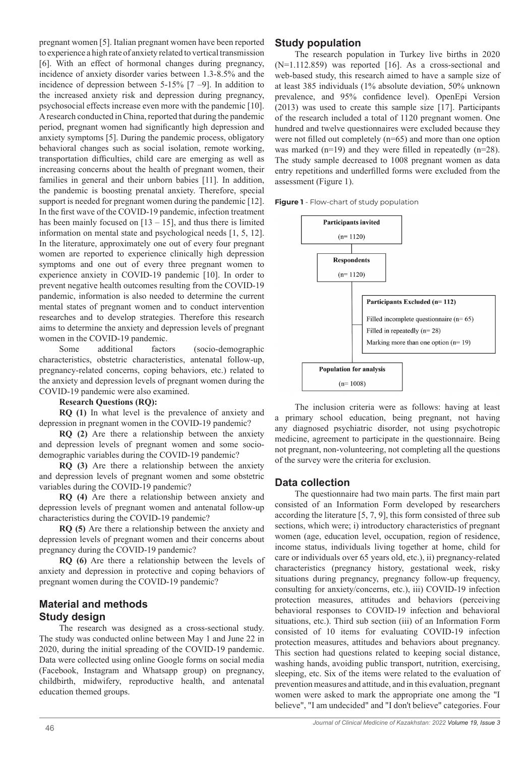pregnant women [5]. Italian pregnant women have been reported to experience a high rate of anxiety related to vertical transmission [6]. With an effect of hormonal changes during pregnancy, incidence of anxiety disorder varies between 1.3-8.5% and the incidence of depression between 5-15% [7 –9]. In addition to the increased anxiety risk and depression during pregnancy, psychosocial effects increase even more with the pandemic [10]. A research conducted in China, reported that during the pandemic period, pregnant women had significantly high depression and anxiety symptoms [5]. During the pandemic process, obligatory behavioral changes such as social isolation, remote working, transportation difficulties, child care are emerging as well as increasing concerns about the health of pregnant women, their families in general and their unborn babies [11]. In addition, the pandemic is boosting prenatal anxiety. Therefore, special support is needed for pregnant women during the pandemic [12]. In the first wave of the COVID-19 pandemic, infection treatment has been mainly focused on [13 – 15], and thus there is limited information on mental state and psychological needs [1, 5, 12]. In the literature, approximately one out of every four pregnant women are reported to experience clinically high depression symptoms and one out of every three pregnant women to experience anxiety in COVID-19 pandemic [10]. In order to prevent negative health outcomes resulting from the COVID-19 pandemic, information is also needed to determine the current mental states of pregnant women and to conduct intervention researches and to develop strategies. Therefore this research aims to determine the anxiety and depression levels of pregnant women in the COVID-19 pandemic.

Some additional factors (socio-demographic characteristics, obstetric characteristics, antenatal follow-up, pregnancy-related concerns, coping behaviors, etc.) related to the anxiety and depression levels of pregnant women during the COVID-19 pandemic were also examined.

**Research Questions (RQ):**

**RQ (1)** In what level is the prevalence of anxiety and depression in pregnant women in the COVID-19 pandemic?

**RQ (2)** Are there a relationship between the anxiety and depression levels of pregnant women and some socio-demographic variables during the COVID-19 pandemic?

**RQ (3)** Are there a relationship between the anxiety and depression levels of pregnant women and some obstetric variables during the COVID-19 pandemic?

**RQ (4)** Are there a relationship between anxiety and depression levels of pregnant women and antenatal follow-up characteristics during the COVID-19 pandemic?

**RQ (5)** Are there a relationship between the anxiety and depression levels of pregnant women and their concerns about pregnancy during the COVID-19 pandemic?

**RQ (6)** Are there a relationship between the levels of anxiety and depression in protective and coping behaviors of pregnant women during the COVID-19 pandemic?

## Material and methods

### Study design

The research was designed as a cross-sectional study. The study was conducted online between May 1 and June 22 in 2020, during the initial spreading of the COVID-19 pandemic. Data were collected using online Google forms on social media (Facebook, Instagram and Whatsapp group) on pregnancy, childbirth, midwifery, reproductive health, and antenatal education themed groups.

### Study population

The research population in Turkey live births in 2020 (N=1.112.859) was reported [16]. As a cross-sectional and web-based study, this research aimed to have a sample size of at least 385 individuals (1% absolute deviation, 50% unknown prevalence, and 95% confidence level). OpenEpi Version (2013) was used to create this sample size [17]. Participants of the research included a total of 1120 pregnant women. One hundred and twelve questionnaires were excluded because they were not filled out completely (n=65) and more than one option was marked (n=19) and they were filled in repeatedly (n=28). The study sample decreased to 1008 pregnant women as data entry repetitions and underfilled forms were excluded from the assessment (Figure 1).

**Figure 1** - Flow-chart of study population

**Participants invited** (n= 1120)

**Respondents** (n= 1120)

**Participants Excluded (n= 112)**
Filled incomplete questionnaire (n= 65)
Filled in repeatedly (n= 28)
Marking more than one option (n= 19)

**Population for analysis** (n= 1008)

The inclusion criteria were as follows: having at least a primary school education, being pregnant, not having any diagnosed psychiatric disorder, not using psychotropic medicine, agreement to participate in the questionnaire. Being not pregnant, non-volunteering, not completing all the questions of the survey were the criteria for exclusion.

### Data collection

The questionnaire had two main parts. The first main part consisted of an Information Form developed by researchers according the literature [5, 7, 9], this form consisted of three sub sections, which were; i) introductory characteristics of pregnant women (age, education level, occupation, region of residence, income status, individuals living together at home, child for care or individuals over 65 years old, etc.), ii) pregnancy-related characteristics (pregnancy history, gestational week, risky situations during pregnancy, pregnancy follow-up frequency, consulting for anxiety/concerns, etc.), iii) COVID-19 infection protection measures, attitudes and behaviors (perceiving behavioral responses to COVID-19 infection and behavioral situations, etc.). Third sub section (iii) of an Information Form consisted of 10 items for evaluating COVID-19 infection protection measures, attitudes and behaviors about pregnancy. This section had questions related to keeping social distance, washing hands, avoiding public transport, nutrition, exercising, sleeping, etc. Six of the items were related to the evaluation of prevention measures and attitude, and in this evaluation, pregnant women were asked to mark the appropriate one among the "I believe", "I am undecided" and "I don't believe" categories. Four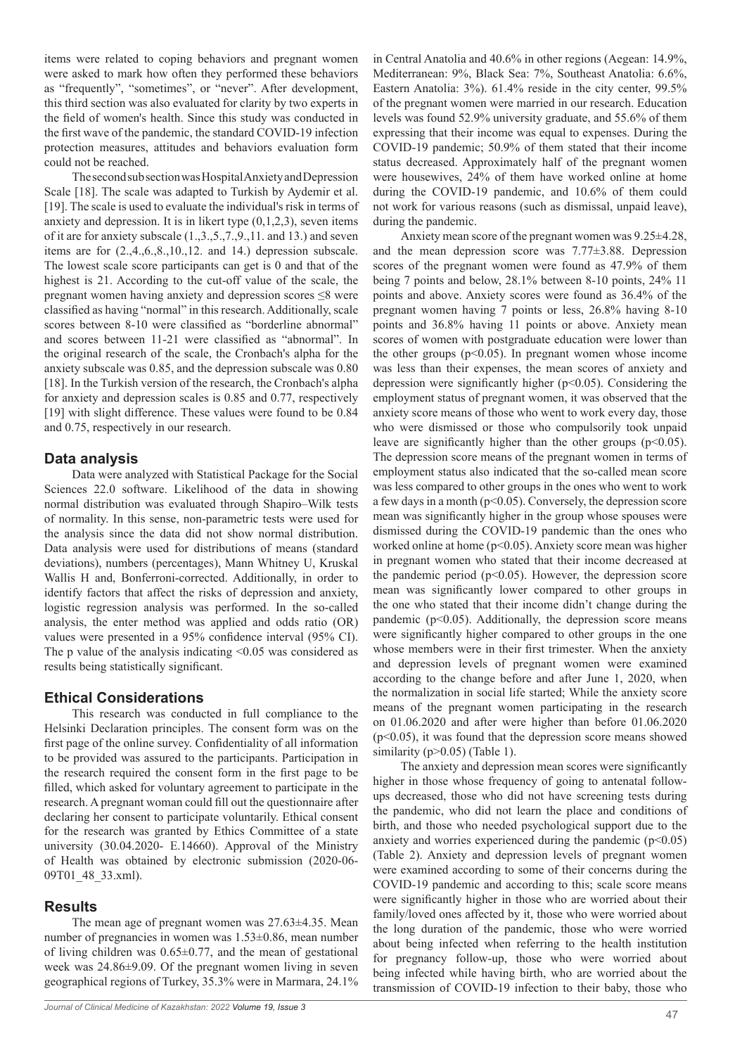items were related to coping behaviors and pregnant women were asked to mark how often they performed these behaviors as "frequently", "sometimes", or "never". After development, this third section was also evaluated for clarity by two experts in the field of women's health. Since this study was conducted in the first wave of the pandemic, the standard COVID-19 infection protection measures, attitudes and behaviors evaluation form could not be reached.

The second sub section was Hospital Anxiety and Depression Scale [18]. The scale was adapted to Turkish by Aydemir et al. [19]. The scale is used to evaluate the individual's risk in terms of anxiety and depression. It is in likert type (0,1,2,3), seven items of it are for anxiety subscale (1.,3.,5.,7.,9.,11. and 13.) and seven items are for (2.,4.,6.,8.,10.,12. and 14.) depression subscale. The lowest scale score participants can get is 0 and that of the highest is 21. According to the cut-off value of the scale, the pregnant women having anxiety and depression scores ≤8 were classified as having "normal" in this research. Additionally, scale scores between 8-10 were classified as "borderline abnormal" and scores between 11-21 were classified as "abnormal". In the original research of the scale, the Cronbach's alpha for the anxiety subscale was 0.85, and the depression subscale was 0.80 [18]. In the Turkish version of the research, the Cronbach's alpha for anxiety and depression scales is 0.85 and 0.77, respectively [19] with slight difference. These values were found to be 0.84 and 0.75, respectively in our research.

## Data analysis

Data were analyzed with Statistical Package for the Social Sciences 22.0 software. Likelihood of the data in showing normal distribution was evaluated through Shapiro–Wilk tests of normality. In this sense, non-parametric tests were used for the analysis since the data did not show normal distribution. Data analysis were used for distributions of means (standard deviations), numbers (percentages), Mann Whitney U, Kruskal Wallis H and, Bonferroni-corrected. Additionally, in order to identify factors that affect the risks of depression and anxiety, logistic regression analysis was performed. In the so-called analysis, the enter method was applied and odds ratio (OR) values were presented in a 95% confidence interval (95% CI). The p value of the analysis indicating <0.05 was considered as results being statistically significant.

## Ethical Considerations

This research was conducted in full compliance to the Helsinki Declaration principles. The consent form was on the first page of the online survey. Confidentiality of all information to be provided was assured to the participants. Participation in the research required the consent form in the first page to be filled, which asked for voluntary agreement to participate in the research. A pregnant woman could fill out the questionnaire after declaring her consent to participate voluntarily. Ethical consent for the research was granted by Ethics Committee of a state university (30.04.2020- E.14660). Approval of the Ministry of Health was obtained by electronic submission (2020-06-09T01_48_33.xml).

## Results

The mean age of pregnant women was 27.63±4.35. Mean number of pregnancies in women was 1.53±0.86, mean number of living children was 0.65±0.77, and the mean of gestational week was 24.86±9.09. Of the pregnant women living in seven geographical regions of Turkey, 35.3% were in Marmara, 24.1% in Central Anatolia and 40.6% in other regions (Aegean: 14.9%, Mediterranean: 9%, Black Sea: 7%, Southeast Anatolia: 6.6%, Eastern Anatolia: 3%). 61.4% reside in the city center, 99.5% of the pregnant women were married in our research. Education levels was found 52.9% university graduate, and 55.6% of them expressing that their income was equal to expenses. During the COVID-19 pandemic; 50.9% of them stated that their income status decreased. Approximately half of the pregnant women were housewives, 24% of them have worked online at home during the COVID-19 pandemic, and 10.6% of them could not work for various reasons (such as dismissal, unpaid leave), during the pandemic.

Anxiety mean score of the pregnant women was 9.25±4.28, and the mean depression score was 7.77±3.88. Depression scores of the pregnant women were found as 47.9% of them being 7 points and below, 28.1% between 8-10 points, 24% 11 points and above. Anxiety scores were found as 36.4% of the pregnant women having 7 points or less, 26.8% having 8-10 points and 36.8% having 11 points or above. Anxiety mean scores of women with postgraduate education were lower than the other groups ($p<0.05$). In pregnant women whose income was less than their expenses, the mean scores of anxiety and depression were significantly higher ($p<0.05$). Considering the employment status of pregnant women, it was observed that the anxiety score means of those who went to work every day, those who were dismissed or those who compulsorily took unpaid leave are significantly higher than the other groups ($p<0.05$). The depression score means of the pregnant women in terms of employment status also indicated that the so-called mean score was less compared to other groups in the ones who went to work a few days in a month ($p<0.05$). Conversely, the depression score mean was significantly higher in the group whose spouses were dismissed during the COVID-19 pandemic than the ones who worked online at home ($p<0.05$). Anxiety score mean was higher in pregnant women who stated that their income decreased at the pandemic period ($p<0.05$). However, the depression score mean was significantly lower compared to other groups in the one who stated that their income didn't change during the pandemic ($p<0.05$). Additionally, the depression score means were significantly higher compared to other groups in the one whose members were in their first trimester. When the anxiety and depression levels of pregnant women were examined according to the change before and after June 1, 2020, when the normalization in social life started; While the anxiety score means of the pregnant women participating in the research on 01.06.2020 and after were higher than before 01.06.2020 ($p<0.05$), it was found that the depression score means showed similarity ($p>0.05$) (Table 1).

The anxiety and depression mean scores were significantly higher in those whose frequency of going to antenatal follow-ups decreased, those who did not have screening tests during the pandemic, who did not learn the place and conditions of birth, and those who needed psychological support due to the anxiety and worries experienced during the pandemic ($p<0.05$) (Table 2). Anxiety and depression levels of pregnant women were examined according to some of their concerns during the COVID-19 pandemic and according to this; scale score means were significantly higher in those who are worried about their family/loved ones affected by it, those who were worried about the long duration of the pandemic, those who were worried about being infected when referring to the health institution for pregnancy follow-up, those who were worried about being infected while having birth, who are worried about the transmission of COVID-19 infection to their baby, those who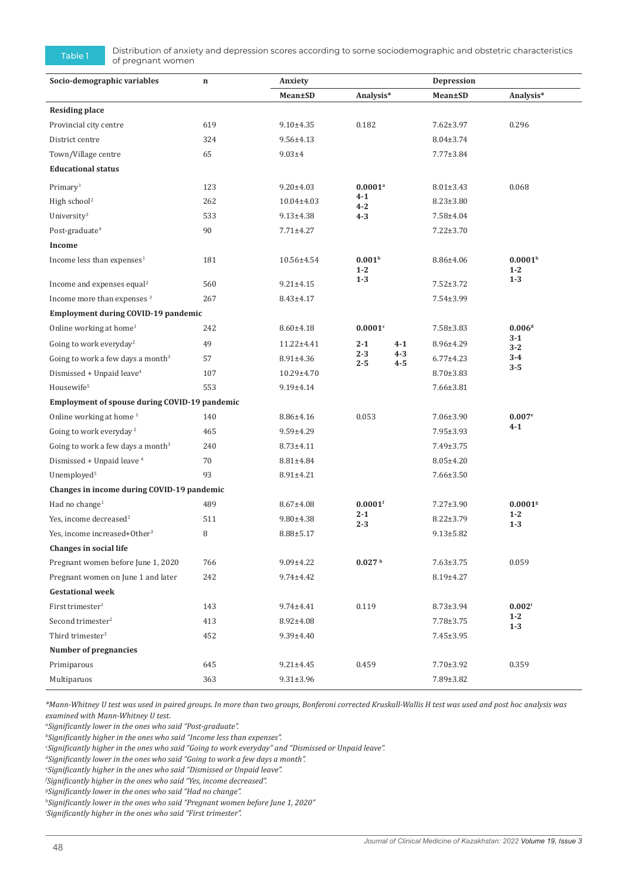**Table 1** Distribution of anxiety and depression scores according to some sociodemographic and obstetric characteristics of pregnant women

| Socio-demographic variables | n | Anxiety | | Depression | |
|---|---|---|---|---|---|
| | | Mean±SD | Analysis* | Mean±SD | Analysis* |
| **Residing place** | | | | | |
| Provincial city centre | 619 | 9.10±4.35 | 0.182 | 7.62±3.97 | 0.296 |
| District centre | 324 | 9.56±4.13 | | 8.04±3.74 | |
| Town/Village centre | 65 | 9.03±4 | | 7.77±3.84 | |
| **Educational status** | | | | | |
| Primary[1] | 123 | 9.20±4.03 | **0.0001[a]** **4-1** **4-2** **4-3** | 8.01±3.43 | 0.068 |
| High school[2] | 262 | 10.04±4.03 | | 8.23±3.80 | |
| University[3] | 533 | 9.13±4.38 | | 7.58±4.04 | |
| Post-graduate[4] | 90 | 7.71±4.27 | | 7.22±3.70 | |
| **Income** | | | | | |
| Income less than expenses[1] | 181 | 10.56±4.54 | **0.001[b]** **1-2** **1-3** | 8.86±4.06 | **0.0001[b]** **1-2** **1-3** |
| Income and expenses equal[2] | 560 | 9.21±4.15 | | 7.52±3.72 | |
| Income more than expenses [3] | 267 | 8.43±4.17 | | 7.54±3.99 | |
| **Employment during COVID-19 pandemic** | | | | | |
| Online working at home[1] | 242 | 8.60±4.18 | **0.0001[c]** **2-1** **2-3** **2-5** **4-1** **4-3** **4-5** | 7.58±3.83 | **0.006[d]** **3-1** **3-2** **3-4** **3-5** |
| Going to work everyday[2] | 49 | 11.22±4.41 | | 8.96±4.29 | |
| Going to work a few days a month[3] | 57 | 8.91±4.36 | | 6.77±4.23 | |
| Dismissed + Unpaid leave[4] | 107 | 10.29±4.70 | | 8.70±3.83 | |
| Housewife[5] | 553 | 9.19±4.14 | | 7.66±3.81 | |
| **Employment of spouse during COVID-19 pandemic** | | | | | |
| Online working at home [1] | 140 | 8.86±4.16 | 0.053 | 7.06±3.90 | **0.007[e]** **4-1** |
| Going to work everyday [2] | 465 | 9.59±4.29 | | 7.95±3.93 | |
| Going to work a few days a month[3] | 240 | 8.73±4.11 | | 7.49±3.75 | |
| Dismissed + Unpaid leave [4] | 70 | 8.81±4.84 | | 8.05±4.20 | |
| Unemployed[5] | 93 | 8.91±4.21 | | 7.66±3.50 | |
| **Changes in income during COVID-19 pandemic** | | | | | |
| Had no change[1] | 489 | 8.67±4.08 | **0.0001[f]** **2-1** **2-3** | 7.27±3.90 | **0.0001[g]** **1-2** **1-3** |
| Yes, income decreased[2] | 511 | 9.80±4.38 | | 8.22±3.79 | |
| Yes, income increased+Other[3] | 8 | 8.88±5.17 | | 9.13±5.82 | |
| **Changes in social life** | | | | | |
| Pregnant women before June 1, 2020 | 766 | 9.09±4.22 | **0.027 [h]** | 7.63±3.75 | 0.059 |
| Pregnant women on June 1 and later | 242 | 9.74±4.42 | | 8.19±4.27 | |
| **Gestational week** | | | | | |
| First trimester[1] | 143 | 9.74±4.41 | 0.119 | 8.73±3.94 | **0.002[i]** **1-2** **1-3** |
| Second trimester[2] | 413 | 8.92±4.08 | | 7.78±3.75 | |
| Third trimester[3] | 452 | 9.39±4.40 | | 7.45±3.95 | |
| **Number of pregnancies** | | | | | |
| Primiparous | 645 | 9.21±4.45 | 0.459 | 7.70±3.92 | 0.359 |
| Multiparuos | 363 | 9.31±3.96 | | 7.89±3.82 | |

*\*Mann-Whitney U test was used in paired groups. In more than two groups, Bonferoni corrected Kruskall-Wallis H test was used and post hoc analysis was examined with Mann-Whitney U test.*

*[a]Significantly lower in the ones who said "Post-graduate".*

*[b]Significantly higher in the ones who said "Income less than expenses".*

*[c]Significantly higher in the ones who said "Going to work everyday" and "Dismissed or Unpaid leave".*

*[d]Significantly lower in the ones who said "Going to work a few days a month".*

*[e]Significantly higher in the ones who said "Dismissed or Unpaid leave".*

*[f]Significantly higher in the ones who said "Yes, income decreased".*

*[g]Significantly lower in the ones who said "Had no change".*

*[h]Significantly lower in the ones who said "Pregnant women before June 1, 2020"*

*[i]Significantly higher in the ones who said "First trimester".*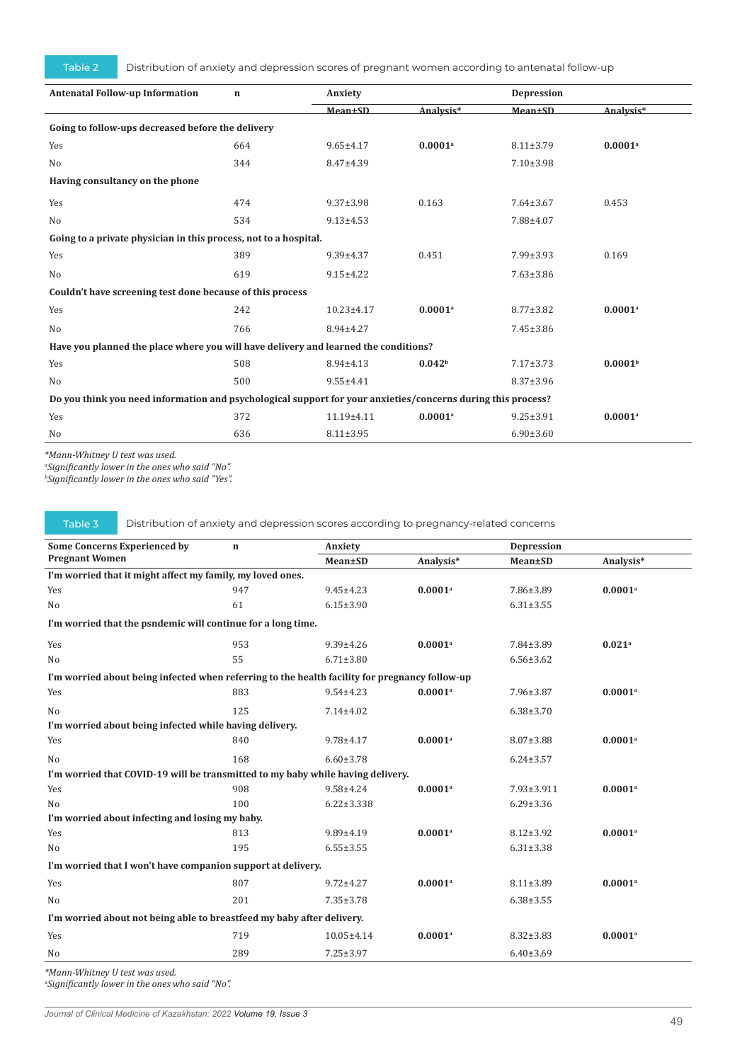Table 2 Distribution of anxiety and depression scores of pregnant women according to antenatal follow-up

| Antenatal Follow-up Information | n | Anxiety | | Depression | |
|---|---|---|---|---|---|
| | | Mean±SD | Analysis* | Mean±SD | Analysis* |
| **Going to follow-ups decreased before the delivery** | | | | | |
| Yes | 664 | 9.65±4.17 | **0.0001[a]** | 8.11±3.79 | **0.0001[a]** |
| No | 344 | 8.47±4.39 | | 7.10±3.98 | |
| **Having consultancy on the phone** | | | | | |
| Yes | 474 | 9.37±3.98 | 0.163 | 7.64±3.67 | 0.453 |
| No | 534 | 9.13±4.53 | | 7.88±4.07 | |
| **Going to a private physician in this process, not to a hospital.** | | | | | |
| Yes | 389 | 9.39±4.37 | 0.451 | 7.99±3.93 | 0.169 |
| No | 619 | 9.15±4.22 | | 7.63±3.86 | |
| **Couldn't have screening test done because of this process** | | | | | |
| Yes | 242 | 10.23±4.17 | **0.0001[a]** | 8.77±3.82 | **0.0001[a]** |
| No | 766 | 8.94±4.27 | | 7.45±3.86 | |
| **Have you planned the place where you will have delivery and learned the conditions?** | | | | | |
| Yes | 508 | 8.94±4.13 | **0.042[b]** | 7.17±3.73 | **0.0001[b]** |
| No | 500 | 9.55±4.41 | | 8.37±3.96 | |
| **Do you think you need information and psychological support for your anxieties/concerns during this process?** | | | | | |
| Yes | 372 | 11.19±4.11 | **0.0001[a]** | 9.25±3.91 | **0.0001[a]** |
| No | 636 | 8.11±3.95 | | 6.90±3.60 | |

*Mann-Whitney U test was used.
[a]Significantly lower in the ones who said "No".
[b]Significantly lower in the ones who said "Yes".

Table 3 Distribution of anxiety and depression scores according to pregnancy-related concerns

| Some Concerns Experienced by Pregnant Women | n | Anxiety | | Depression | |
|---|---|---|---|---|---|
| | | Mean±SD | Analysis* | Mean±SD | Analysis* |
| **I'm worried that it might affect my family, my loved ones.** | | | | | |
| Yes | 947 | 9.45±4.23 | **0.0001[a]** | 7.86±3.89 | **0.0001[a]** |
| No | 61 | 6.15±3.90 | | 6.31±3.55 | |
| **I'm worried that the psndemic will continue for a long time.** | | | | | |
| Yes | 953 | 9.39±4.26 | **0.0001[a]** | 7.84±3.89 | **0.021[a]** |
| No | 55 | 6.71±3.80 | | 6.56±3.62 | |
| **I'm worried about being infected when referring to the health facility for pregnancy follow-up** | | | | | |
| Yes | 883 | 9.54±4.23 | **0.0001[a]** | 7.96±3.87 | **0.0001[a]** |
| No | 125 | 7.14±4.02 | | 6.38±3.70 | |
| **I'm worried about being infected while having delivery.** | | | | | |
| Yes | 840 | 9.78±4.17 | **0.0001[a]** | 8.07±3.88 | **0.0001[a]** |
| No | 168 | 6.60±3.78 | | 6.24±3.57 | |
| **I'm worried that COVID-19 will be transmitted to my baby while having delivery.** | | | | | |
| Yes | 908 | 9.58±4.24 | **0.0001[a]** | 7.93±3.911 | **0.0001[a]** |
| No | 100 | 6.22±3.338 | | 6.29±3.36 | |
| **I'm worried about infecting and losing my baby.** | | | | | |
| Yes | 813 | 9.89±4.19 | **0.0001[a]** | 8.12±3.92 | **0.0001[a]** |
| No | 195 | 6.55±3.55 | | 6.31±3.38 | |
| **I'm worried that I won't have companion support at delivery.** | | | | | |
| Yes | 807 | 9.72±4.27 | **0.0001[a]** | 8.11±3.89 | **0.0001[a]** |
| No | 201 | 7.35±3.78 | | 6.38±3.55 | |
| **I'm worried about not being able to breastfeed my baby after delivery.** | | | | | |
| Yes | 719 | 10.05±4.14 | **0.0001[a]** | 8.32±3.83 | **0.0001[a]** |
| No | 289 | 7.25±3.97 | | 6.40±3.69 | |

*Mann-Whitney U test was used.
[a]Significantly lower in the ones who said "No".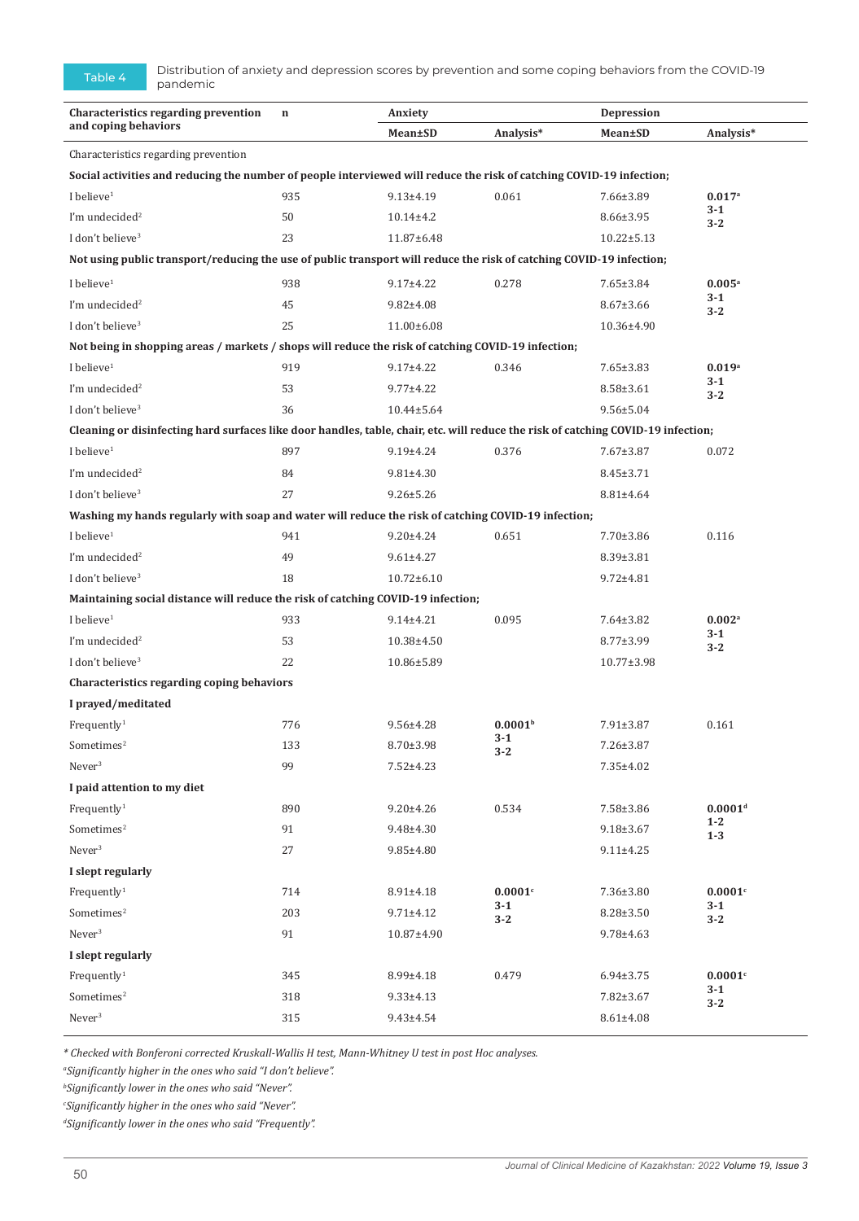Table 4 Distribution of anxiety and depression scores by prevention and some coping behaviors from the COVID-19 pandemic

| Characteristics regarding prevention and coping behaviors | n | Anxiety | | Depression | |
|---|---|---|---|---|---|
| | | **Mean±SD** | **Analysis*** | **Mean±SD** | **Analysis*** |
| Characteristics regarding prevention | | | | | |
| **Social activities and reducing the number of people interviewed will reduce the risk of catching COVID-19 infection;** | | | | | |
| I believe[1] | 935 | 9.13±4.19 | 0.061 | 7.66±3.89 | **0.017[a] 3-1 3-2** |
| I'm undecided[2] | 50 | 10.14±4.2 | | 8.66±3.95 | |
| I don't believe[3] | 23 | 11.87±6.48 | | 10.22±5.13 | |
| **Not using public transport/reducing the use of public transport will reduce the risk of catching COVID-19 infection;** | | | | | |
| I believe[1] | 938 | 9.17±4.22 | 0.278 | 7.65±3.84 | **0.005[a] 3-1 3-2** |
| I'm undecided[2] | 45 | 9.82±4.08 | | 8.67±3.66 | |
| I don't believe[3] | 25 | 11.00±6.08 | | 10.36±4.90 | |
| **Not being in shopping areas / markets / shops will reduce the risk of catching COVID-19 infection;** | | | | | |
| I believe[1] | 919 | 9.17±4.22 | 0.346 | 7.65±3.83 | **0.019[a] 3-1 3-2** |
| I'm undecided[2] | 53 | 9.77±4.22 | | 8.58±3.61 | |
| I don't believe[3] | 36 | 10.44±5.64 | | 9.56±5.04 | |
| **Cleaning or disinfecting hard surfaces like door handles, table, chair, etc. will reduce the risk of catching COVID-19 infection;** | | | | | |
| I believe[1] | 897 | 9.19±4.24 | 0.376 | 7.67±3.87 | 0.072 |
| I'm undecided[2] | 84 | 9.81±4.30 | | 8.45±3.71 | |
| I don't believe[3] | 27 | 9.26±5.26 | | 8.81±4.64 | |
| **Washing my hands regularly with soap and water will reduce the risk of catching COVID-19 infection;** | | | | | |
| I believe[1] | 941 | 9.20±4.24 | 0.651 | 7.70±3.86 | 0.116 |
| I'm undecided[2] | 49 | 9.61±4.27 | | 8.39±3.81 | |
| I don't believe[3] | 18 | 10.72±6.10 | | 9.72±4.81 | |
| **Maintaining social distance will reduce the risk of catching COVID-19 infection;** | | | | | |
| I believe[1] | 933 | 9.14±4.21 | 0.095 | 7.64±3.82 | **0.002[a] 3-1 3-2** |
| I'm undecided[2] | 53 | 10.38±4.50 | | 8.77±3.99 | |
| I don't believe[3] | 22 | 10.86±5.89 | | 10.77±3.98 | |
| **Characteristics regarding coping behaviors** | | | | | |
| **I prayed/meditated** | | | | | |
| Frequently[1] | 776 | 9.56±4.28 | **0.0001[b] 3-1 3-2** | 7.91±3.87 | 0.161 |
| Sometimes[2] | 133 | 8.70±3.98 | | 7.26±3.87 | |
| Never[3] | 99 | 7.52±4.23 | | 7.35±4.02 | |
| **I paid attention to my diet** | | | | | |
| Frequently[1] | 890 | 9.20±4.26 | 0.534 | 7.58±3.86 | **0.0001[d] 1-2 1-3** |
| Sometimes[2] | 91 | 9.48±4.30 | | 9.18±3.67 | |
| Never[3] | 27 | 9.85±4.80 | | 9.11±4.25 | |
| **I slept regularly** | | | | | |
| Frequently[1] | 714 | 8.91±4.18 | **0.0001[c] 3-1 3-2** | 7.36±3.80 | **0.0001[c] 3-1 3-2** |
| Sometimes[2] | 203 | 9.71±4.12 | | 8.28±3.50 | |
| Never[3] | 91 | 10.87±4.90 | | 9.78±4.63 | |
| **I slept regularly** | | | | | |
| Frequently[1] | 345 | 8.99±4.18 | 0.479 | 6.94±3.75 | **0.0001[c] 3-1 3-2** |
| Sometimes[2] | 318 | 9.33±4.13 | | 7.82±3.67 | |
| Never[3] | 315 | 9.43±4.54 | | 8.61±4.08 | |

*\* Checked with Bonferoni corrected Kruskall-Wallis H test, Mann-Whitney U test in post Hoc analyses.*

*[a]Significantly higher in the ones who said "I don't believe".*

*[b]Significantly lower in the ones who said "Never".*

*[c]Significantly higher in the ones who said "Never".*

*[d]Significantly lower in the ones who said "Frequently".*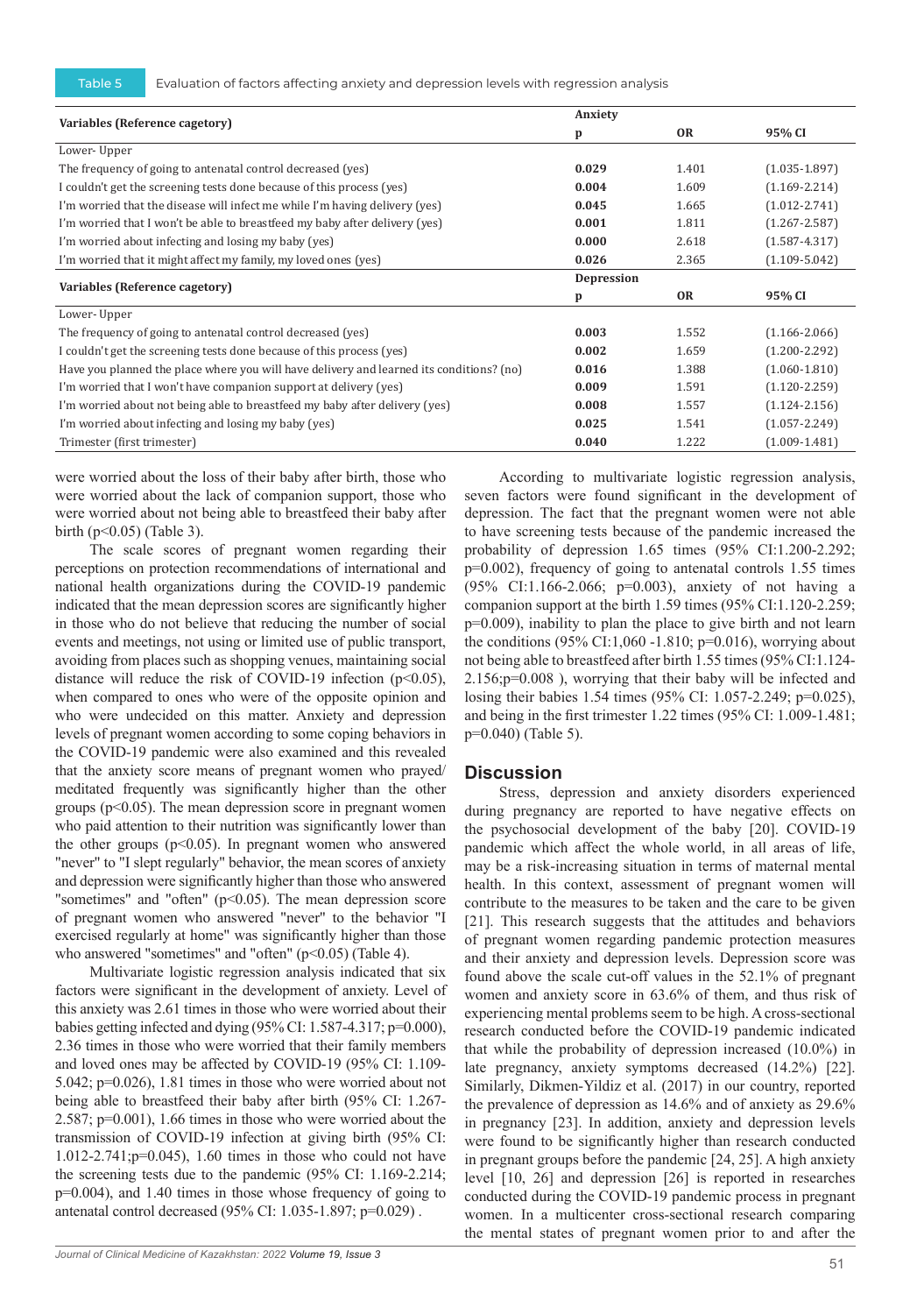**Table 5** Evaluation of factors affecting anxiety and depression levels with regression analysis

| Variables (Reference cagetory) | Anxiety | | |
|---|---|---|---|
| | p | OR | 95% CI |
| Lower- Upper | | | |
| The frequency of going to antenatal control decreased (yes) | **0.029** | 1.401 | (1.035-1.897) |
| I couldn't get the screening tests done because of this process (yes) | **0.004** | 1.609 | (1.169-2.214) |
| I'm worried that the disease will infect me while I'm having delivery (yes) | **0.045** | 1.665 | (1.012-2.741) |
| I'm worried that I won't be able to breastfeed my baby after delivery (yes) | **0.001** | 1.811 | (1.267-2.587) |
| I'm worried about infecting and losing my baby (yes) | **0.000** | 2.618 | (1.587-4.317) |
| I'm worried that it might affect my family, my loved ones (yes) | **0.026** | 2.365 | (1.109-5.042) |
| **Variables (Reference cagetory)** | **Depression** | | |
| | **p** | **OR** | **95% CI** |
| Lower- Upper | | | |
| The frequency of going to antenatal control decreased (yes) | **0.003** | 1.552 | (1.166-2.066) |
| I couldn't get the screening tests done because of this process (yes) | **0.002** | 1.659 | (1.200-2.292) |
| Have you planned the place where you will have delivery and learned its conditions? (no) | **0.016** | 1.388 | (1.060-1.810) |
| I'm worried that I won't have companion support at delivery (yes) | **0.009** | 1.591 | (1.120-2.259) |
| I'm worried about not being able to breastfeed my baby after delivery (yes) | **0.008** | 1.557 | (1.124-2.156) |
| I'm worried about infecting and losing my baby (yes) | **0.025** | 1.541 | (1.057-2.249) |
| Trimester (first trimester) | **0.040** | 1.222 | (1.009-1.481) |

were worried about the loss of their baby after birth, those who were worried about the lack of companion support, those who were worried about not being able to breastfeed their baby after birth ($p<0.05$) (Table 3).

The scale scores of pregnant women regarding their perceptions on protection recommendations of international and national health organizations during the COVID-19 pandemic indicated that the mean depression scores are significantly higher in those who do not believe that reducing the number of social events and meetings, not using or limited use of public transport, avoiding from places such as shopping venues, maintaining social distance will reduce the risk of COVID-19 infection ($p<0.05$), when compared to ones who were of the opposite opinion and who were undecided on this matter. Anxiety and depression levels of pregnant women according to some coping behaviors in the COVID-19 pandemic were also examined and this revealed that the anxiety score means of pregnant women who prayed/meditated frequently was significantly higher than the other groups ($p<0.05$). The mean depression score in pregnant women who paid attention to their nutrition was significantly lower than the other groups ($p<0.05$). In pregnant women who answered "never" to "I slept regularly" behavior, the mean scores of anxiety and depression were significantly higher than those who answered "sometimes" and "often" ($p<0.05$). The mean depression score of pregnant women who answered "never" to the behavior "I exercised regularly at home" was significantly higher than those who answered "sometimes" and "often" ($p<0.05$) (Table 4).

Multivariate logistic regression analysis indicated that six factors were significant in the development of anxiety. Level of this anxiety was 2.61 times in those who were worried about their babies getting infected and dying (95% CI: 1.587-4.317; p=0.000), 2.36 times in those who were worried that their family members and loved ones may be affected by COVID-19 (95% CI: 1.109-5.042; p=0.026), 1.81 times in those who were worried about not being able to breastfeed their baby after birth (95% CI: 1.267-2.587; p=0.001), 1.66 times in those who were worried about the transmission of COVID-19 infection at giving birth (95% CI: 1.012-2.741;p=0.045), 1.60 times in those who could not have the screening tests due to the pandemic (95% CI: 1.169-2.214; p=0.004), and 1.40 times in those whose frequency of going to antenatal control decreased (95% CI: 1.035-1.897; p=0.029) .

According to multivariate logistic regression analysis, seven factors were found significant in the development of depression. The fact that the pregnant women were not able to have screening tests because of the pandemic increased the probability of depression 1.65 times (95% CI:1.200-2.292; p=0.002), frequency of going to antenatal controls 1.55 times (95% CI:1.166-2.066; p=0.003), anxiety of not having a companion support at the birth 1.59 times (95% CI:1.120-2.259; p=0.009), inability to plan the place to give birth and not learn the conditions (95% CI:1,060 -1.810; p=0.016), worrying about not being able to breastfeed after birth 1.55 times (95% CI:1.124-2.156;p=0.008 ), worrying that their baby will be infected and losing their babies 1.54 times (95% CI: 1.057-2.249; p=0.025), and being in the first trimester 1.22 times (95% CI: 1.009-1.481; p=0.040) (Table 5).

## Discussion

Stress, depression and anxiety disorders experienced during pregnancy are reported to have negative effects on the psychosocial development of the baby [20]. COVID-19 pandemic which affect the whole world, in all areas of life, may be a risk-increasing situation in terms of maternal mental health. In this context, assessment of pregnant women will contribute to the measures to be taken and the care to be given [21]. This research suggests that the attitudes and behaviors of pregnant women regarding pandemic protection measures and their anxiety and depression levels. Depression score was found above the scale cut-off values in the 52.1% of pregnant women and anxiety score in 63.6% of them, and thus risk of experiencing mental problems seem to be high. A cross-sectional research conducted before the COVID-19 pandemic indicated that while the probability of depression increased (10.0%) in late pregnancy, anxiety symptoms decreased (14.2%) [22]. Similarly, Dikmen-Yildiz et al. (2017) in our country, reported the prevalence of depression as 14.6% and of anxiety as 29.6% in pregnancy [23]. In addition, anxiety and depression levels were found to be significantly higher than research conducted in pregnant groups before the pandemic [24, 25]. A high anxiety level [10, 26] and depression [26] is reported in researches conducted during the COVID-19 pandemic process in pregnant women. In a multicenter cross-sectional research comparing the mental states of pregnant women prior to and after the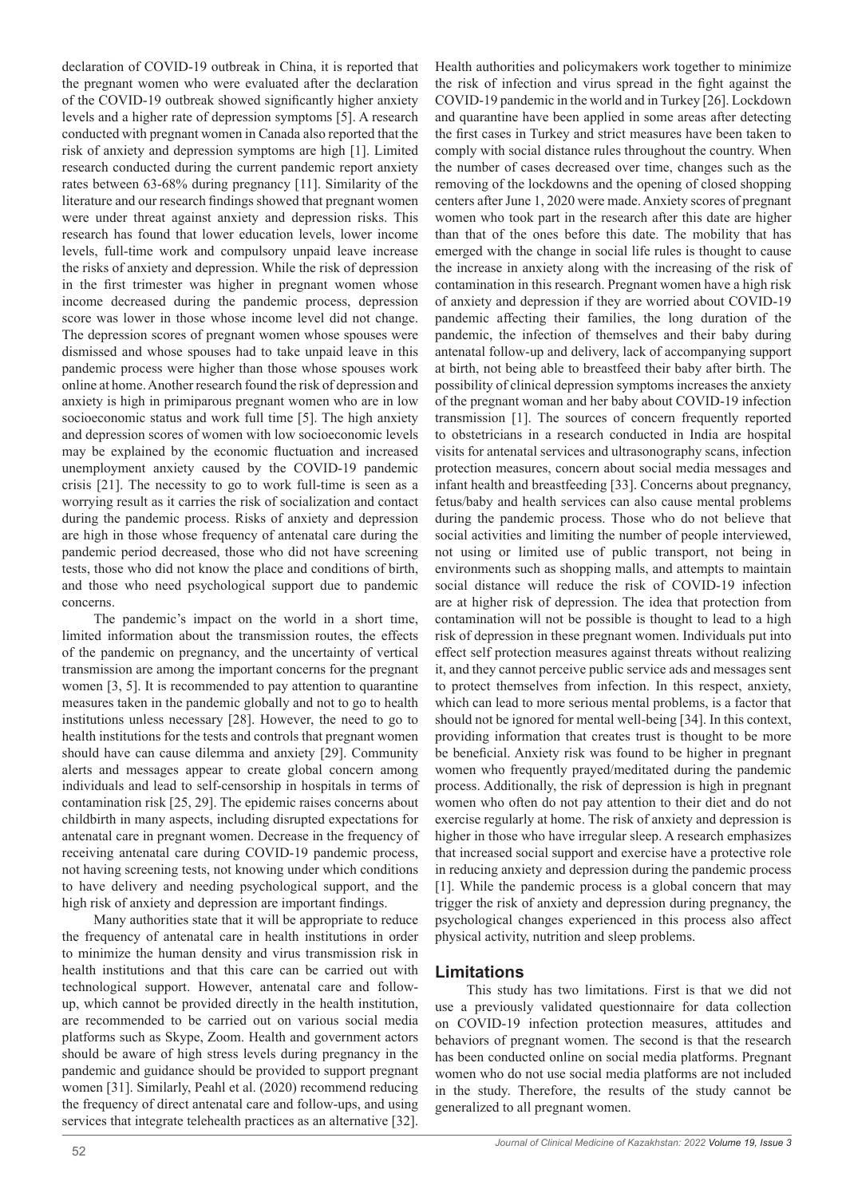declaration of COVID-19 outbreak in China, it is reported that the pregnant women who were evaluated after the declaration of the COVID-19 outbreak showed significantly higher anxiety levels and a higher rate of depression symptoms [5]. A research conducted with pregnant women in Canada also reported that the risk of anxiety and depression symptoms are high [1]. Limited research conducted during the current pandemic report anxiety rates between 63-68% during pregnancy [11]. Similarity of the literature and our research findings showed that pregnant women were under threat against anxiety and depression risks. This research has found that lower education levels, lower income levels, full-time work and compulsory unpaid leave increase the risks of anxiety and depression. While the risk of depression in the first trimester was higher in pregnant women whose income decreased during the pandemic process, depression score was lower in those whose income level did not change. The depression scores of pregnant women whose spouses were dismissed and whose spouses had to take unpaid leave in this pandemic process were higher than those whose spouses work online at home. Another research found the risk of depression and anxiety is high in primiparous pregnant women who are in low socioeconomic status and work full time [5]. The high anxiety and depression scores of women with low socioeconomic levels may be explained by the economic fluctuation and increased unemployment anxiety caused by the COVID-19 pandemic crisis [21]. The necessity to go to work full-time is seen as a worrying result as it carries the risk of socialization and contact during the pandemic process. Risks of anxiety and depression are high in those whose frequency of antenatal care during the pandemic period decreased, those who did not have screening tests, those who did not know the place and conditions of birth, and those who need psychological support due to pandemic concerns.

The pandemic's impact on the world in a short time, limited information about the transmission routes, the effects of the pandemic on pregnancy, and the uncertainty of vertical transmission are among the important concerns for the pregnant women [3, 5]. It is recommended to pay attention to quarantine measures taken in the pandemic globally and not to go to health institutions unless necessary [28]. However, the need to go to health institutions for the tests and controls that pregnant women should have can cause dilemma and anxiety [29]. Community alerts and messages appear to create global concern among individuals and lead to self-censorship in hospitals in terms of contamination risk [25, 29]. The epidemic raises concerns about childbirth in many aspects, including disrupted expectations for antenatal care in pregnant women. Decrease in the frequency of receiving antenatal care during COVID-19 pandemic process, not having screening tests, not knowing under which conditions to have delivery and needing psychological support, and the high risk of anxiety and depression are important findings.

Many authorities state that it will be appropriate to reduce the frequency of antenatal care in health institutions in order to minimize the human density and virus transmission risk in health institutions and that this care can be carried out with technological support. However, antenatal care and follow-up, which cannot be provided directly in the health institution, are recommended to be carried out on various social media platforms such as Skype, Zoom. Health and government actors should be aware of high stress levels during pregnancy in the pandemic and guidance should be provided to support pregnant women [31]. Similarly, Peahl et al. (2020) recommend reducing the frequency of direct antenatal care and follow-ups, and using services that integrate telehealth practices as an alternative [32]. Health authorities and policymakers work together to minimize the risk of infection and virus spread in the fight against the COVID-19 pandemic in the world and in Turkey [26]. Lockdown and quarantine have been applied in some areas after detecting the first cases in Turkey and strict measures have been taken to comply with social distance rules throughout the country. When the number of cases decreased over time, changes such as the removing of the lockdowns and the opening of closed shopping centers after June 1, 2020 were made. Anxiety scores of pregnant women who took part in the research after this date are higher than that of the ones before this date. The mobility that has emerged with the change in social life rules is thought to cause the increase in anxiety along with the increasing of the risk of contamination in this research. Pregnant women have a high risk of anxiety and depression if they are worried about COVID-19 pandemic affecting their families, the long duration of the pandemic, the infection of themselves and their baby during antenatal follow-up and delivery, lack of accompanying support at birth, not being able to breastfeed their baby after birth. The possibility of clinical depression symptoms increases the anxiety of the pregnant woman and her baby about COVID-19 infection transmission [1]. The sources of concern frequently reported to obstetricians in a research conducted in India are hospital visits for antenatal services and ultrasonography scans, infection protection measures, concern about social media messages and infant health and breastfeeding [33]. Concerns about pregnancy, fetus/baby and health services can also cause mental problems during the pandemic process. Those who do not believe that social activities and limiting the number of people interviewed, not using or limited use of public transport, not being in environments such as shopping malls, and attempts to maintain social distance will reduce the risk of COVID-19 infection are at higher risk of depression. The idea that protection from contamination will not be possible is thought to lead to a high risk of depression in these pregnant women. Individuals put into effect self protection measures against threats without realizing it, and they cannot perceive public service ads and messages sent to protect themselves from infection. In this respect, anxiety, which can lead to more serious mental problems, is a factor that should not be ignored for mental well-being [34]. In this context, providing information that creates trust is thought to be more be beneficial. Anxiety risk was found to be higher in pregnant women who frequently prayed/meditated during the pandemic process. Additionally, the risk of depression is high in pregnant women who often do not pay attention to their diet and do not exercise regularly at home. The risk of anxiety and depression is higher in those who have irregular sleep. A research emphasizes that increased social support and exercise have a protective role in reducing anxiety and depression during the pandemic process [1]. While the pandemic process is a global concern that may trigger the risk of anxiety and depression during pregnancy, the psychological changes experienced in this process also affect physical activity, nutrition and sleep problems.

## Limitations

This study has two limitations. First is that we did not use a previously validated questionnaire for data collection on COVID-19 infection protection measures, attitudes and behaviors of pregnant women. The second is that the research has been conducted online on social media platforms. Pregnant women who do not use social media platforms are not included in the study. Therefore, the results of the study cannot be generalized to all pregnant women.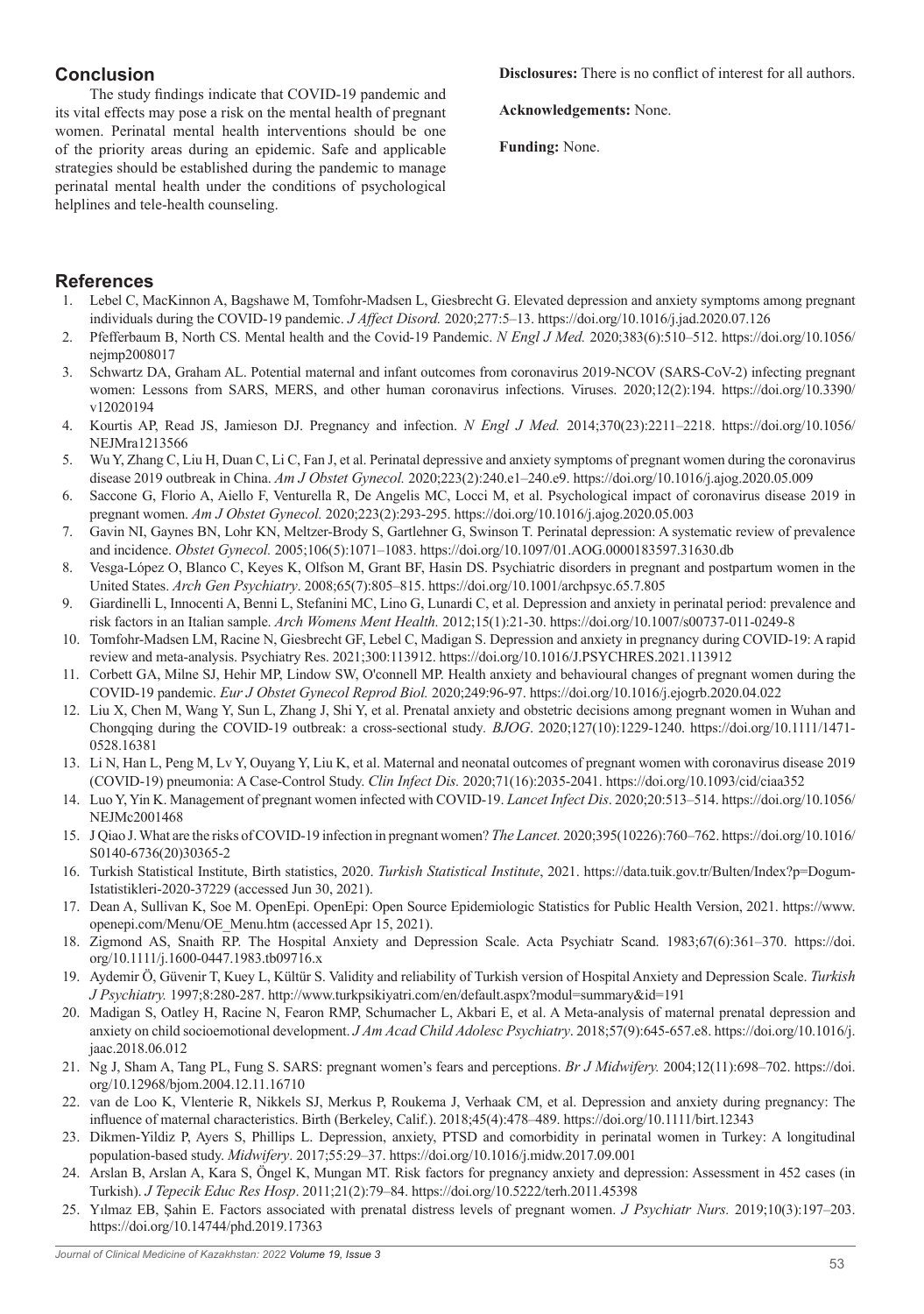## Conclusion

The study findings indicate that COVID-19 pandemic and its vital effects may pose a risk on the mental health of pregnant women. Perinatal mental health interventions should be one of the priority areas during an epidemic. Safe and applicable strategies should be established during the pandemic to manage perinatal mental health under the conditions of psychological helplines and tele-health counseling.

**Disclosures:** There is no conflict of interest for all authors.

**Acknowledgements:** None.

**Funding:** None.

## References

1. Lebel C, MacKinnon A, Bagshawe M, Tomfohr-Madsen L, Giesbrecht G. Elevated depression and anxiety symptoms among pregnant individuals during the COVID-19 pandemic. *J Affect Disord.* 2020;277:5–13. https://doi.org/10.1016/j.jad.2020.07.126
2. Pfefferbaum B, North CS. Mental health and the Covid-19 Pandemic. *N Engl J Med.* 2020;383(6):510–512. https://doi.org/10.1056/nejmp2008017
3. Schwartz DA, Graham AL. Potential maternal and infant outcomes from coronavirus 2019-NCOV (SARS-CoV-2) infecting pregnant women: Lessons from SARS, MERS, and other human coronavirus infections. Viruses. 2020;12(2):194. https://doi.org/10.3390/v12020194
4. Kourtis AP, Read JS, Jamieson DJ. Pregnancy and infection. *N Engl J Med.* 2014;370(23):2211–2218. https://doi.org/10.1056/NEJMra1213566
5. Wu Y, Zhang C, Liu H, Duan C, Li C, Fan J, et al. Perinatal depressive and anxiety symptoms of pregnant women during the coronavirus disease 2019 outbreak in China. *Am J Obstet Gynecol.* 2020;223(2):240.e1–240.e9. https://doi.org/10.1016/j.ajog.2020.05.009
6. Saccone G, Florio A, Aiello F, Venturella R, De Angelis MC, Locci M, et al. Psychological impact of coronavirus disease 2019 in pregnant women. *Am J Obstet Gynecol.* 2020;223(2):293-295. https://doi.org/10.1016/j.ajog.2020.05.003
7. Gavin NI, Gaynes BN, Lohr KN, Meltzer-Brody S, Gartlehner G, Swinson T. Perinatal depression: A systematic review of prevalence and incidence. *Obstet Gynecol.* 2005;106(5):1071–1083. https://doi.org/10.1097/01.AOG.0000183597.31630.db
8. Vesga-López O, Blanco C, Keyes K, Olfson M, Grant BF, Hasin DS. Psychiatric disorders in pregnant and postpartum women in the United States. *Arch Gen Psychiatry*. 2008;65(7):805–815. https://doi.org/10.1001/archpsyc.65.7.805
9. Giardinelli L, Innocenti A, Benni L, Stefanini MC, Lino G, Lunardi C, et al. Depression and anxiety in perinatal period: prevalence and risk factors in an Italian sample. *Arch Womens Ment Health.* 2012;15(1):21-30. https://doi.org/10.1007/s00737-011-0249-8
10. Tomfohr-Madsen LM, Racine N, Giesbrecht GF, Lebel C, Madigan S. Depression and anxiety in pregnancy during COVID-19: A rapid review and meta-analysis. Psychiatry Res. 2021;300:113912. https://doi.org/10.1016/J.PSYCHRES.2021.113912
11. Corbett GA, Milne SJ, Hehir MP, Lindow SW, O'connell MP. Health anxiety and behavioural changes of pregnant women during the COVID-19 pandemic. *Eur J Obstet Gynecol Reprod Biol.* 2020;249:96-97. https://doi.org/10.1016/j.ejogrb.2020.04.022
12. Liu X, Chen M, Wang Y, Sun L, Zhang J, Shi Y, et al. Prenatal anxiety and obstetric decisions among pregnant women in Wuhan and Chongqing during the COVID-19 outbreak: a cross-sectional study. *BJOG*. 2020;127(10):1229-1240. https://doi.org/10.1111/1471-0528.16381
13. Li N, Han L, Peng M, Lv Y, Ouyang Y, Liu K, et al. Maternal and neonatal outcomes of pregnant women with coronavirus disease 2019 (COVID-19) pneumonia: A Case-Control Study. *Clin Infect Dis.* 2020;71(16):2035-2041. https://doi.org/10.1093/cid/ciaa352
14. Luo Y, Yin K. Management of pregnant women infected with COVID-19. *Lancet Infect Dis*. 2020;20:513–514. https://doi.org/10.1056/NEJMc2001468
15. J Qiao J. What are the risks of COVID-19 infection in pregnant women? *The Lancet.* 2020;395(10226):760–762. https://doi.org/10.1016/S0140-6736(20)30365-2
16. Turkish Statistical Institute, Birth statistics, 2020. *Turkish Statistical Institute*, 2021. https://data.tuik.gov.tr/Bulten/Index?p=Dogum-Istatistikleri-2020-37229 (accessed Jun 30, 2021).
17. Dean A, Sullivan K, Soe M. OpenEpi. OpenEpi: Open Source Epidemiologic Statistics for Public Health Version, 2021. https://www.openepi.com/Menu/OE_Menu.htm (accessed Apr 15, 2021).
18. Zigmond AS, Snaith RP. The Hospital Anxiety and Depression Scale. Acta Psychiatr Scand. 1983;67(6):361–370. https://doi.org/10.1111/j.1600-0447.1983.tb09716.x
19. Aydemir Ö, Güvenir T, Kuey L, Kültür S. Validity and reliability of Turkish version of Hospital Anxiety and Depression Scale. *Turkish J Psychiatry.* 1997;8:280-287. http://www.turkpsikiyatri.com/en/default.aspx?modul=summary&id=191
20. Madigan S, Oatley H, Racine N, Fearon RMP, Schumacher L, Akbari E, et al. A Meta-analysis of maternal prenatal depression and anxiety on child socioemotional development. *J Am Acad Child Adolesc Psychiatry*. 2018;57(9):645-657.e8. https://doi.org/10.1016/j.jaac.2018.06.012
21. Ng J, Sham A, Tang PL, Fung S. SARS: pregnant women's fears and perceptions. *Br J Midwifery.* 2004;12(11):698–702. https://doi.org/10.12968/bjom.2004.12.11.16710
22. van de Loo K, Vlenterie R, Nikkels SJ, Merkus P, Roukema J, Verhaak CM, et al. Depression and anxiety during pregnancy: The influence of maternal characteristics. Birth (Berkeley, Calif.). 2018;45(4):478–489. https://doi.org/10.1111/birt.12343
23. Dikmen-Yildiz P, Ayers S, Phillips L. Depression, anxiety, PTSD and comorbidity in perinatal women in Turkey: A longitudinal population-based study. *Midwifery*. 2017;55:29–37. https://doi.org/10.1016/j.midw.2017.09.001
24. Arslan B, Arslan A, Kara S, Öngel K, Mungan MT. Risk factors for pregnancy anxiety and depression: Assessment in 452 cases (in Turkish). *J Tepecik Educ Res Hosp*. 2011;21(2):79–84. https://doi.org/10.5222/terh.2011.45398
25. Yılmaz EB, Şahin E. Factors associated with prenatal distress levels of pregnant women. *J Psychiatr Nurs.* 2019;10(3):197–203. https://doi.org/10.14744/phd.2019.17363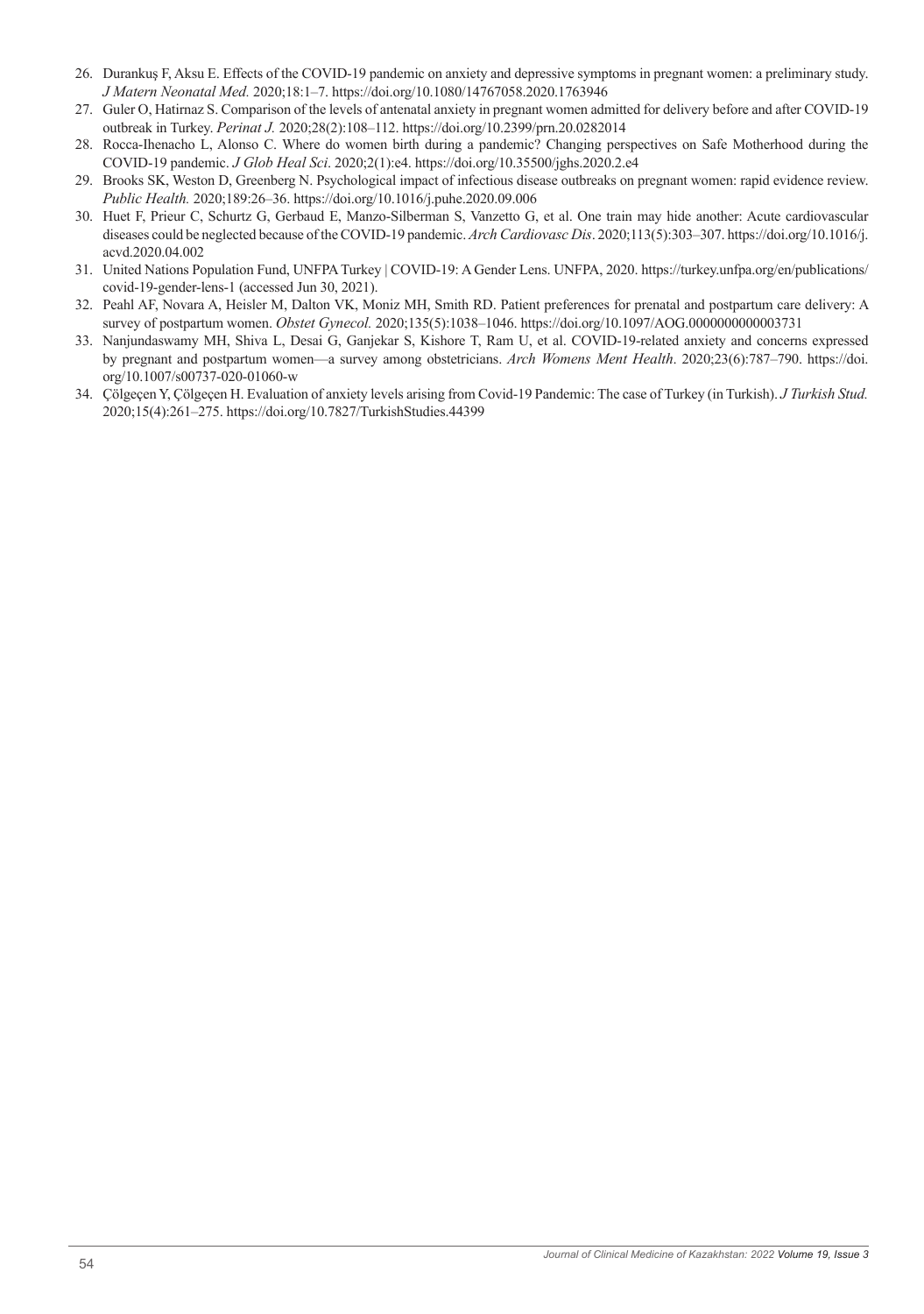26. Durankuş F, Aksu E. Effects of the COVID-19 pandemic on anxiety and depressive symptoms in pregnant women: a preliminary study. *J Matern Neonatal Med.* 2020;18:1–7. https://doi.org/10.1080/14767058.2020.1763946
27. Guler O, Hatirnaz S. Comparison of the levels of antenatal anxiety in pregnant women admitted for delivery before and after COVID-19 outbreak in Turkey. *Perinat J.* 2020;28(2):108–112. https://doi.org/10.2399/prn.20.0282014
28. Rocca-Ihenacho L, Alonso C. Where do women birth during a pandemic? Changing perspectives on Safe Motherhood during the COVID-19 pandemic. *J Glob Heal Sci*. 2020;2(1):e4. https://doi.org/10.35500/jghs.2020.2.e4
29. Brooks SK, Weston D, Greenberg N. Psychological impact of infectious disease outbreaks on pregnant women: rapid evidence review. *Public Health.* 2020;189:26–36. https://doi.org/10.1016/j.puhe.2020.09.006
30. Huet F, Prieur C, Schurtz G, Gerbaud E, Manzo-Silberman S, Vanzetto G, et al. One train may hide another: Acute cardiovascular diseases could be neglected because of the COVID-19 pandemic. *Arch Cardiovasc Dis*. 2020;113(5):303–307. https://doi.org/10.1016/j.acvd.2020.04.002
31. United Nations Population Fund, UNFPA Turkey | COVID-19: A Gender Lens. UNFPA, 2020. https://turkey.unfpa.org/en/publications/covid-19-gender-lens-1 (accessed Jun 30, 2021).
32. Peahl AF, Novara A, Heisler M, Dalton VK, Moniz MH, Smith RD. Patient preferences for prenatal and postpartum care delivery: A survey of postpartum women. *Obstet Gynecol.* 2020;135(5):1038–1046. https://doi.org/10.1097/AOG.0000000000003731
33. Nanjundaswamy MH, Shiva L, Desai G, Ganjekar S, Kishore T, Ram U, et al. COVID-19-related anxiety and concerns expressed by pregnant and postpartum women—a survey among obstetricians. *Arch Womens Ment Health*. 2020;23(6):787–790. https://doi.org/10.1007/s00737-020-01060-w
34. Çölgeçen Y, Çölgeçen H. Evaluation of anxiety levels arising from Covid-19 Pandemic: The case of Turkey (in Turkish). *J Turkish Stud.* 2020;15(4):261–275. https://doi.org/10.7827/TurkishStudies.44399